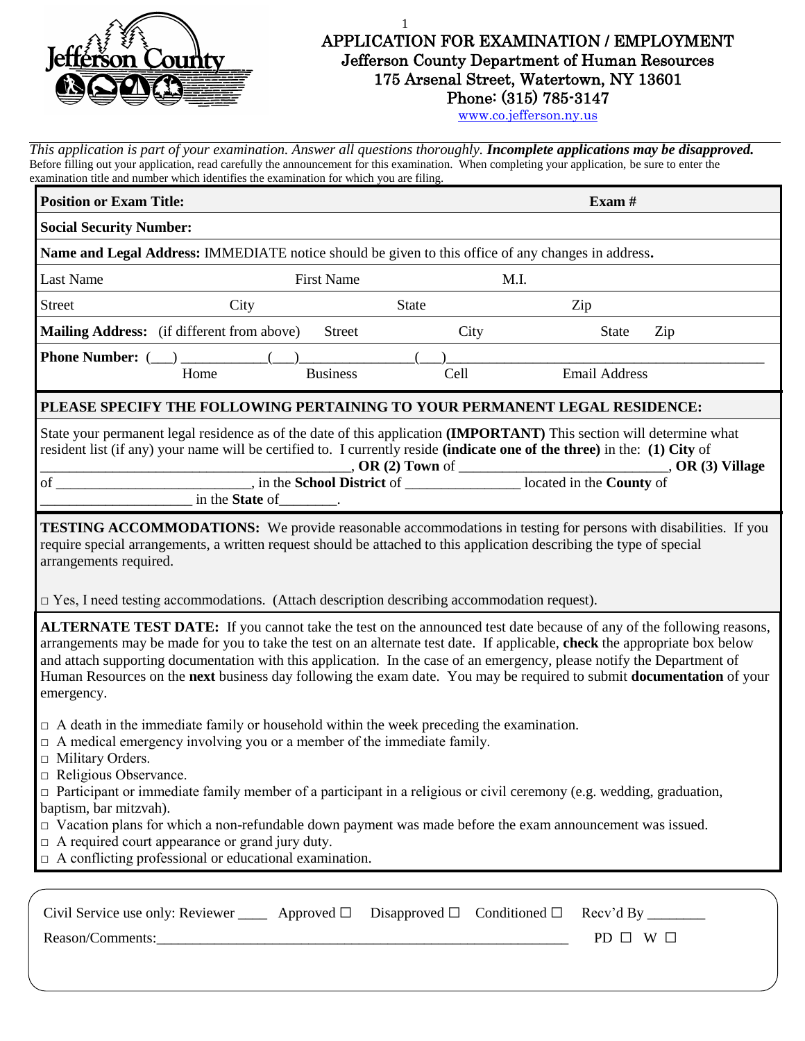# APPLICATION FOR EXAMINATION / EMPLOYMENT

## Jefferson County Department of Human Resources

175 Arsenal Street, Watertown, NY 13601
Phone: (315) 785-3147
www.co.jefferson.ny.us

*This application is part of your examination. Answer all questions thoroughly.* ***Incomplete applications may be disapproved.***
Before filling out your application, read carefully the announcement for this examination. When completing your application, be sure to enter the examination title and number which identifies the examination for which you are filing.

**Position or Exam Title:** **Exam #**

**Social Security Number:**

**Name and Legal Address:** IMMEDIATE notice should be given to this office of any changes in address**.**

Last Name First Name M.I.

Street City State Zip

**Mailing Address:** (if different from above) Street City State Zip

**Phone Number:** (___) ___________(___)_______________(___)_________________________________________
Home Business Cell Email Address

**PLEASE SPECIFY THE FOLLOWING PERTAINING TO YOUR PERMANENT LEGAL RESIDENCE:**

State your permanent legal residence as of the date of this application **(IMPORTANT)** This section will determine what resident list (if any) your name will be certified to. I currently reside **(indicate one of the three)** in the: **(1) City** of ________________________________________, **OR (2) Town** of _____________________________, **OR (3) Village** of __________________________, in the **School District** of _______________ located in the **County** of ____________________ in the **State** of________.

**TESTING ACCOMMODATIONS:** We provide reasonable accommodations in testing for persons with disabilities. If you require special arrangements, a written request should be attached to this application describing the type of special arrangements required.

□ Yes, I need testing accommodations. (Attach description describing accommodation request).

**ALTERNATE TEST DATE:** If you cannot take the test on the announced test date because of any of the following reasons, arrangements may be made for you to take the test on an alternate test date. If applicable, **check** the appropriate box below and attach supporting documentation with this application. In the case of an emergency, please notify the Department of Human Resources on the **next** business day following the exam date. You may be required to submit **documentation** of your emergency.

- □ A death in the immediate family or household within the week preceding the examination.
- □ A medical emergency involving you or a member of the immediate family.
- □ Military Orders.
- □ Religious Observance.
- □ Participant or immediate family member of a participant in a religious or civil ceremony (e.g. wedding, graduation, baptism, bar mitzvah).
- □ Vacation plans for which a non-refundable down payment was made before the exam announcement was issued.
- □ A required court appearance or grand jury duty.
- □ A conflicting professional or educational examination.

Civil Service use only: Reviewer ____ Approved ☐ Disapproved ☐ Conditioned ☐ Recv'd By ________
Reason/Comments:___________________________________________________________ PD ☐ W ☐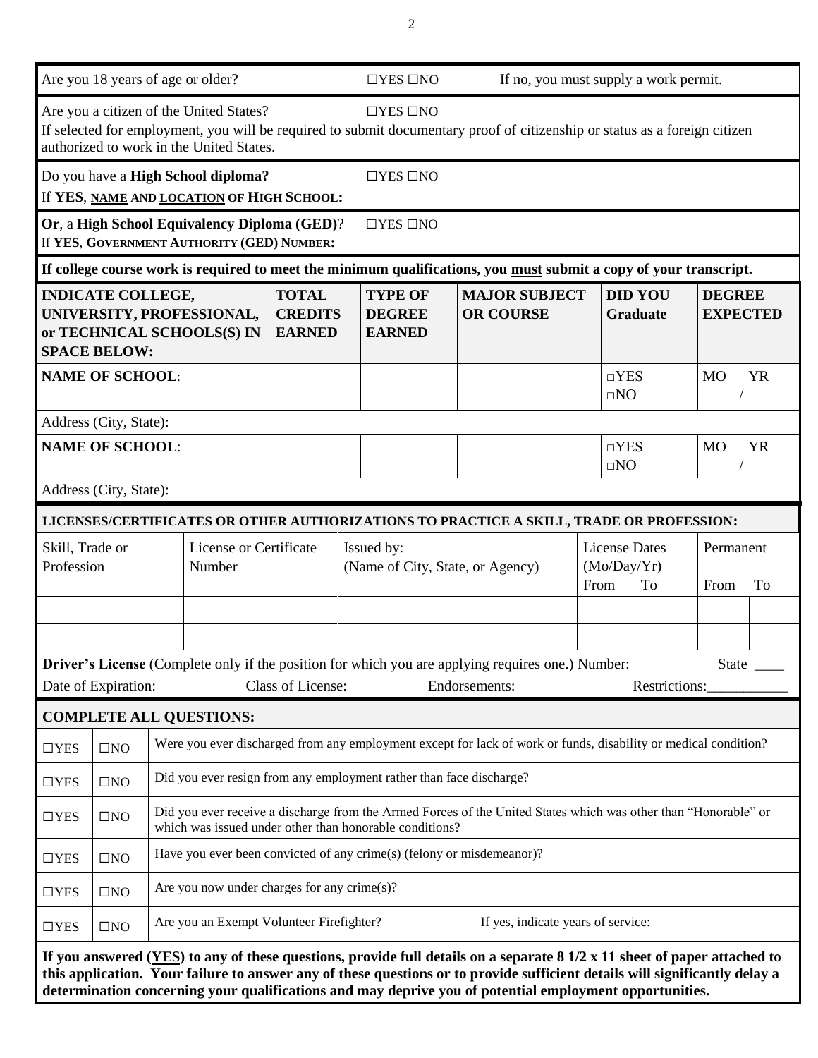Are you 18 years of age or older? ☐YES ☐NO If no, you must supply a work permit.

Are you a citizen of the United States? ☐YES ☐NO
If selected for employment, you will be required to submit documentary proof of citizenship or status as a foreign citizen authorized to work in the United States.

Do you have a **High School diploma?** ☐YES ☐NO
If **YES**, **NAME AND LOCATION OF HIGH SCHOOL:**

**Or**, a **High School Equivalency Diploma (GED)**? ☐YES ☐NO
If **YES**, **GOVERNMENT AUTHORITY (GED) NUMBER:**

**If college course work is required to meet the minimum qualifications, you must submit a copy of your transcript.**

| INDICATE COLLEGE, UNIVERSITY, PROFESSIONAL, or TECHNICAL SCHOOLS(S) IN SPACE BELOW: | TOTAL CREDITS EARNED | TYPE OF DEGREE EARNED | MAJOR SUBJECT OR COURSE | DID YOU Graduate | DEGREE EXPECTED |
|---|---|---|---|---|---|
| **NAME OF SCHOOL**: | | | | □YES □NO | MO YR / |
| Address (City, State): | | | | | |
| **NAME OF SCHOOL**: | | | | □YES □NO | MO YR / |
| Address (City, State): | | | | | |

**LICENSES/CERTIFICATES OR OTHER AUTHORIZATIONS TO PRACTICE A SKILL, TRADE OR PROFESSION:**

| Skill, Trade or Profession | License or Certificate Number | Issued by: (Name of City, State, or Agency) | License Dates (Mo/Day/Yr) From | To | Permanent From | To |
|---|---|---|---|---|---|---|
| | | | | | | |
| | | | | | | |

**Driver's License** (Complete only if the position for which you are applying requires one.) Number: ___________State ____
Date of Expiration: __________ Class of License:__________ Endorsements:_______________ Restrictions:___________

**COMPLETE ALL QUESTIONS:**

| | | |
|---|---|---|
| ☐YES | ☐NO | Were you ever discharged from any employment except for lack of work or funds, disability or medical condition? |
| ☐YES | ☐NO | Did you ever resign from any employment rather than face discharge? |
| ☐YES | ☐NO | Did you ever receive a discharge from the Armed Forces of the United States which was other than "Honorable" or which was issued under other than honorable conditions? |
| ☐YES | ☐NO | Have you ever been convicted of any crime(s) (felony or misdemeanor)? |
| ☐YES | ☐NO | Are you now under charges for any crime(s)? |
| ☐YES | ☐NO | Are you an Exempt Volunteer Firefighter? If yes, indicate years of service: |

**If you answered (YES) to any of these questions, provide full details on a separate 8 1/2 x 11 sheet of paper attached to this application. Your failure to answer any of these questions or to provide sufficient details will significantly delay a determination concerning your qualifications and may deprive you of potential employment opportunities.**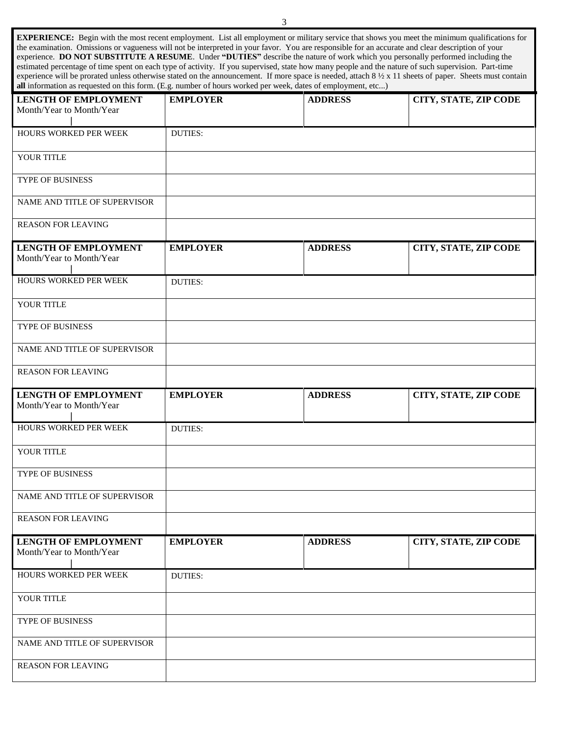**EXPERIENCE:** Begin with the most recent employment. List all employment or military service that shows you meet the minimum qualifications for the examination. Omissions or vagueness will not be interpreted in your favor. You are responsible for an accurate and clear description of your experience. **DO NOT SUBSTITUTE A RESUME**. Under **"DUTIES"** describe the nature of work which you personally performed including the estimated percentage of time spent on each type of activity. If you supervised, state how many people and the nature of such supervision. Part-time experience will be prorated unless otherwise stated on the announcement. If more space is needed, attach 8 ½ x 11 sheets of paper. Sheets must contain **all** information as requested on this form. (E.g. number of hours worked per week, dates of employment, etc...)

| **LENGTH OF EMPLOYMENT** Month/Year to Month/Year | **EMPLOYER** | **ADDRESS** | **CITY, STATE, ZIP CODE** |
|---|---|---|---|
| HOURS WORKED PER WEEK | DUTIES: | | |
| YOUR TITLE | | | |
| TYPE OF BUSINESS | | | |
| NAME AND TITLE OF SUPERVISOR | | | |
| REASON FOR LEAVING | | | |

| **LENGTH OF EMPLOYMENT** Month/Year to Month/Year | **EMPLOYER** | **ADDRESS** | **CITY, STATE, ZIP CODE** |
|---|---|---|---|
| HOURS WORKED PER WEEK | DUTIES: | | |
| YOUR TITLE | | | |
| TYPE OF BUSINESS | | | |
| NAME AND TITLE OF SUPERVISOR | | | |
| REASON FOR LEAVING | | | |

| **LENGTH OF EMPLOYMENT** Month/Year to Month/Year | **EMPLOYER** | **ADDRESS** | **CITY, STATE, ZIP CODE** |
|---|---|---|---|
| HOURS WORKED PER WEEK | DUTIES: | | |
| YOUR TITLE | | | |
| TYPE OF BUSINESS | | | |
| NAME AND TITLE OF SUPERVISOR | | | |
| REASON FOR LEAVING | | | |

| **LENGTH OF EMPLOYMENT** Month/Year to Month/Year | **EMPLOYER** | **ADDRESS** | **CITY, STATE, ZIP CODE** |
|---|---|---|---|
| HOURS WORKED PER WEEK | DUTIES: | | |
| YOUR TITLE | | | |
| TYPE OF BUSINESS | | | |
| NAME AND TITLE OF SUPERVISOR | | | |
| REASON FOR LEAVING | | | |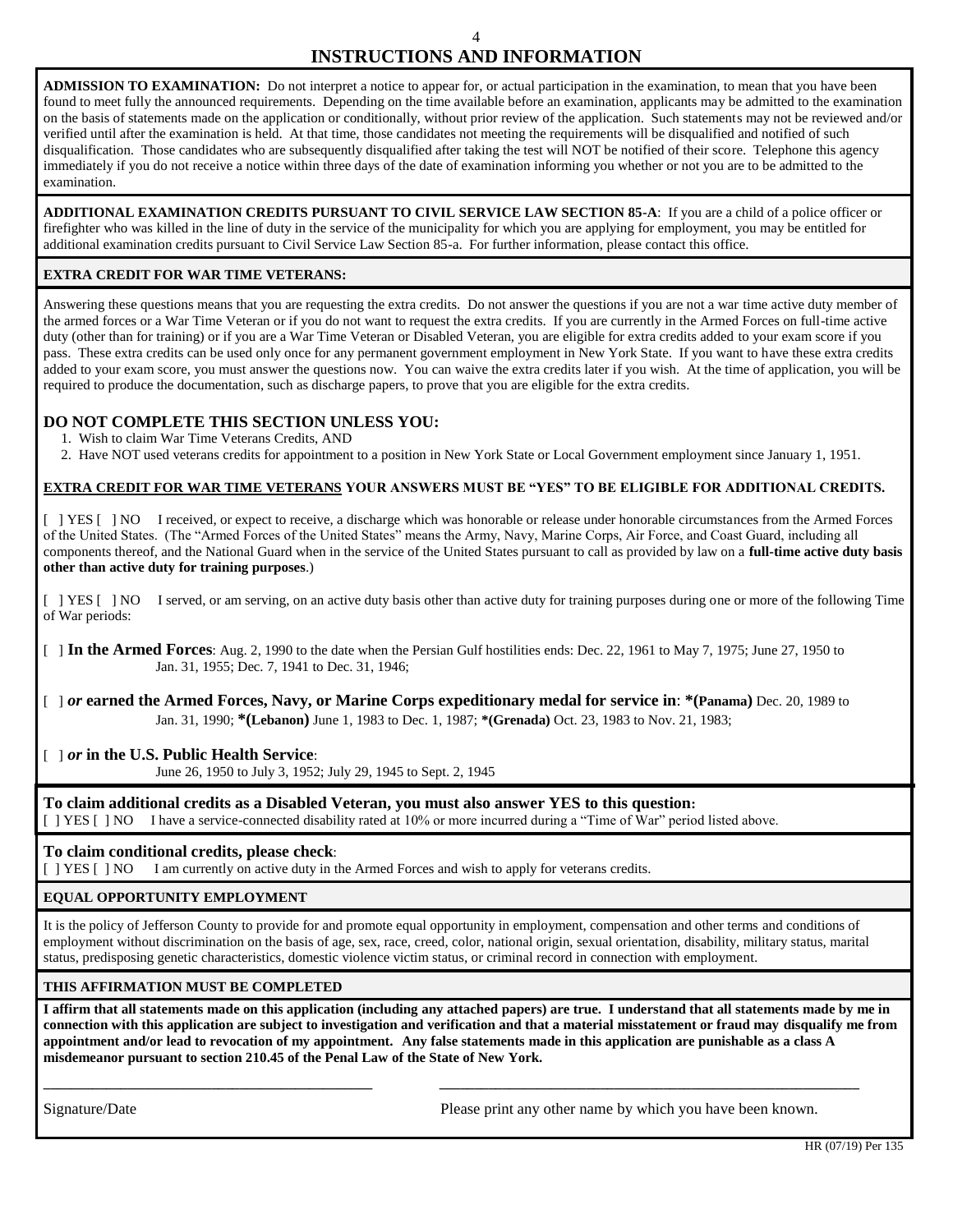# INSTRUCTIONS AND INFORMATION

**ADMISSION TO EXAMINATION:** Do not interpret a notice to appear for, or actual participation in the examination, to mean that you have been found to meet fully the announced requirements. Depending on the time available before an examination, applicants may be admitted to the examination on the basis of statements made on the application or conditionally, without prior review of the application. Such statements may not be reviewed and/or verified until after the examination is held. At that time, those candidates not meeting the requirements will be disqualified and notified of such disqualification. Those candidates who are subsequently disqualified after taking the test will NOT be notified of their score. Telephone this agency immediately if you do not receive a notice within three days of the date of examination informing you whether or not you are to be admitted to the examination.

**ADDITIONAL EXAMINATION CREDITS PURSUANT TO CIVIL SERVICE LAW SECTION 85-A**: If you are a child of a police officer or firefighter who was killed in the line of duty in the service of the municipality for which you are applying for employment, you may be entitled for additional examination credits pursuant to Civil Service Law Section 85-a. For further information, please contact this office.

**EXTRA CREDIT FOR WAR TIME VETERANS:**

Answering these questions means that you are requesting the extra credits. Do not answer the questions if you are not a war time active duty member of the armed forces or a War Time Veteran or if you do not want to request the extra credits. If you are currently in the Armed Forces on full-time active duty (other than for training) or if you are a War Time Veteran or Disabled Veteran, you are eligible for extra credits added to your exam score if you pass. These extra credits can be used only once for any permanent government employment in New York State. If you want to have these extra credits added to your exam score, you must answer the questions now. You can waive the extra credits later if you wish. At the time of application, you will be required to produce the documentation, such as discharge papers, to prove that you are eligible for the extra credits.

## DO NOT COMPLETE THIS SECTION UNLESS YOU:

1. Wish to claim War Time Veterans Credits, AND
2. Have NOT used veterans credits for appointment to a position in New York State or Local Government employment since January 1, 1951.

**EXTRA CREDIT FOR WAR TIME VETERANS YOUR ANSWERS MUST BE "YES" TO BE ELIGIBLE FOR ADDITIONAL CREDITS.**

[ ] YES [ ] NO I received, or expect to receive, a discharge which was honorable or release under honorable circumstances from the Armed Forces of the United States. (The "Armed Forces of the United States" means the Army, Navy, Marine Corps, Air Force, and Coast Guard, including all components thereof, and the National Guard when in the service of the United States pursuant to call as provided by law on a **full-time active duty basis other than active duty for training purposes**.)

[ ] YES [ ] NO I served, or am serving, on an active duty basis other than active duty for training purposes during one or more of the following Time of War periods:

[ ] **In the Armed Forces**: Aug. 2, 1990 to the date when the Persian Gulf hostilities ends: Dec. 22, 1961 to May 7, 1975; June 27, 1950 to Jan. 31, 1955; Dec. 7, 1941 to Dec. 31, 1946;

[ ] ***or* earned the Armed Forces, Navy, or Marine Corps expeditionary medal for service in**: **\*(Panama)** Dec. 20, 1989 to Jan. 31, 1990; **\*(Lebanon)** June 1, 1983 to Dec. 1, 1987; **\*(Grenada)** Oct. 23, 1983 to Nov. 21, 1983;

[ ] ***or* in the U.S. Public Health Service**:
June 26, 1950 to July 3, 1952; July 29, 1945 to Sept. 2, 1945

**To claim additional credits as a Disabled Veteran, you must also answer YES to this question:**
[ ] YES [ ] NO I have a service-connected disability rated at 10% or more incurred during a "Time of War" period listed above.

**To claim conditional credits, please check**:
[ ] YES [ ] NO I am currently on active duty in the Armed Forces and wish to apply for veterans credits.

**EQUAL OPPORTUNITY EMPLOYMENT**

It is the policy of Jefferson County to provide for and promote equal opportunity in employment, compensation and other terms and conditions of employment without discrimination on the basis of age, sex, race, creed, color, national origin, sexual orientation, disability, military status, marital status, predisposing genetic characteristics, domestic violence victim status, or criminal record in connection with employment.

**THIS AFFIRMATION MUST BE COMPLETED**

**I affirm that all statements made on this application (including any attached papers) are true. I understand that all statements made by me in connection with this application are subject to investigation and verification and that a material misstatement or fraud may disqualify me from appointment and/or lead to revocation of my appointment. Any false statements made in this application are punishable as a class A misdemeanor pursuant to section 210.45 of the Penal Law of the State of New York.**

\_\_\_\_\_\_\_\_\_\_\_\_\_\_\_\_\_\_\_\_\_\_\_\_\_\_\_\_\_\_\_\_\_\_\_\_\_\_\_\_ Signature/Date

\_\_\_\_\_\_\_\_\_\_\_\_\_\_\_\_\_\_\_\_\_\_\_\_\_\_\_\_\_\_\_\_\_\_\_\_\_\_\_\_\_\_\_\_\_\_\_\_\_\_ Please print any other name by which you have been known.

HR (07/19) Per 135